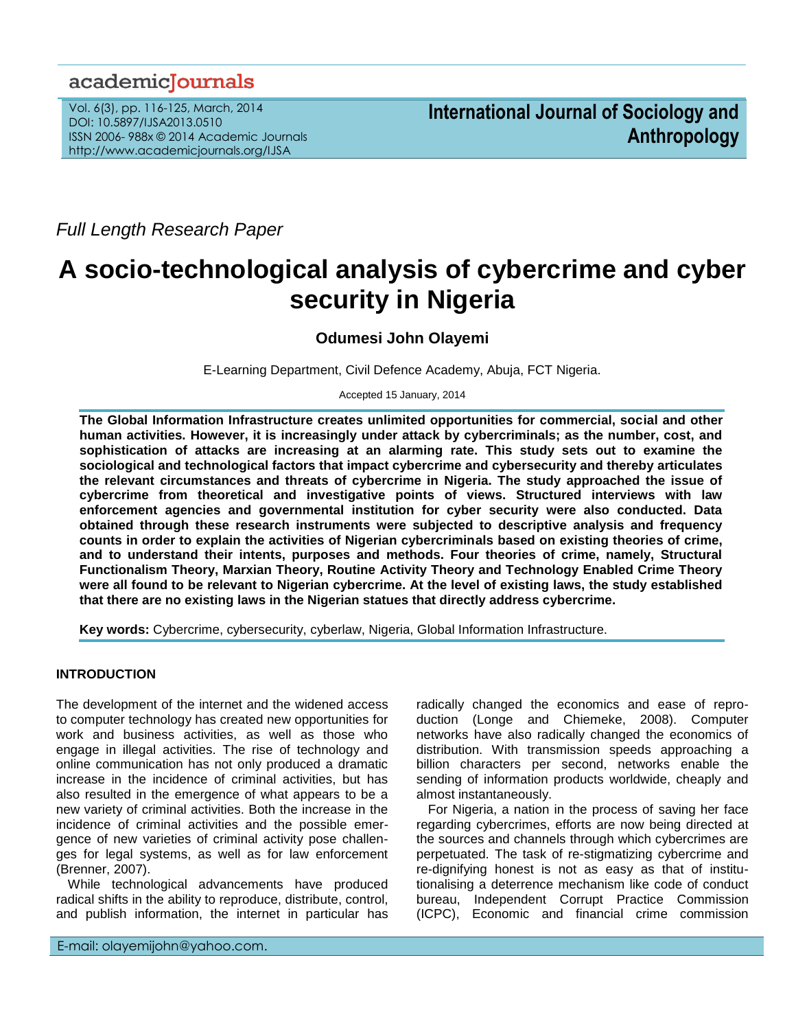academicJournals

Vol. 6(3), pp. 116-125, March, 2014
DOI: 10.5897/IJSA2013.0510
ISSN 2006- 988x © 2014 Academic Journals
http://www.academicjournals.org/IJSA

**International Journal of Sociology and Anthropology**

*Full Length Research Paper*

# A socio-technological analysis of cybercrime and cyber security in Nigeria

**Odumesi John Olayemi**

E-Learning Department, Civil Defence Academy, Abuja, FCT Nigeria.

Accepted 15 January, 2014

**The Global Information Infrastructure creates unlimited opportunities for commercial, social and other human activities. However, it is increasingly under attack by cybercriminals; as the number, cost, and sophistication of attacks are increasing at an alarming rate. This study sets out to examine the sociological and technological factors that impact cybercrime and cybersecurity and thereby articulates the relevant circumstances and threats of cybercrime in Nigeria. The study approached the issue of cybercrime from theoretical and investigative points of views. Structured interviews with law enforcement agencies and governmental institution for cyber security were also conducted. Data obtained through these research instruments were subjected to descriptive analysis and frequency counts in order to explain the activities of Nigerian cybercriminals based on existing theories of crime, and to understand their intents, purposes and methods. Four theories of crime, namely, Structural Functionalism Theory, Marxian Theory, Routine Activity Theory and Technology Enabled Crime Theory were all found to be relevant to Nigerian cybercrime. At the level of existing laws, the study established that there are no existing laws in the Nigerian statues that directly address cybercrime.**

**Key words:** Cybercrime, cybersecurity, cyberlaw, Nigeria, Global Information Infrastructure.

## INTRODUCTION

The development of the internet and the widened access to computer technology has created new opportunities for work and business activities, as well as those who engage in illegal activities. The rise of technology and online communication has not only produced a dramatic increase in the incidence of criminal activities, but has also resulted in the emergence of what appears to be a new variety of criminal activities. Both the increase in the incidence of criminal activities and the possible emergence of new varieties of criminal activity pose challenges for legal systems, as well as for law enforcement (Brenner, 2007).

While technological advancements have produced radical shifts in the ability to reproduce, distribute, control, and publish information, the internet in particular has radically changed the economics and ease of reproduction (Longe and Chiemeke, 2008). Computer networks have also radically changed the economics of distribution. With transmission speeds approaching a billion characters per second, networks enable the sending of information products worldwide, cheaply and almost instantaneously.

For Nigeria, a nation in the process of saving her face regarding cybercrimes, efforts are now being directed at the sources and channels through which cybercrimes are perpetuated. The task of re-stigmatizing cybercrime and re-dignifying honest is not as easy as that of institutionalising a deterrence mechanism like code of conduct bureau, Independent Corrupt Practice Commission (ICPC), Economic and financial crime commission

E-mail: olayemijohn@yahoo.com.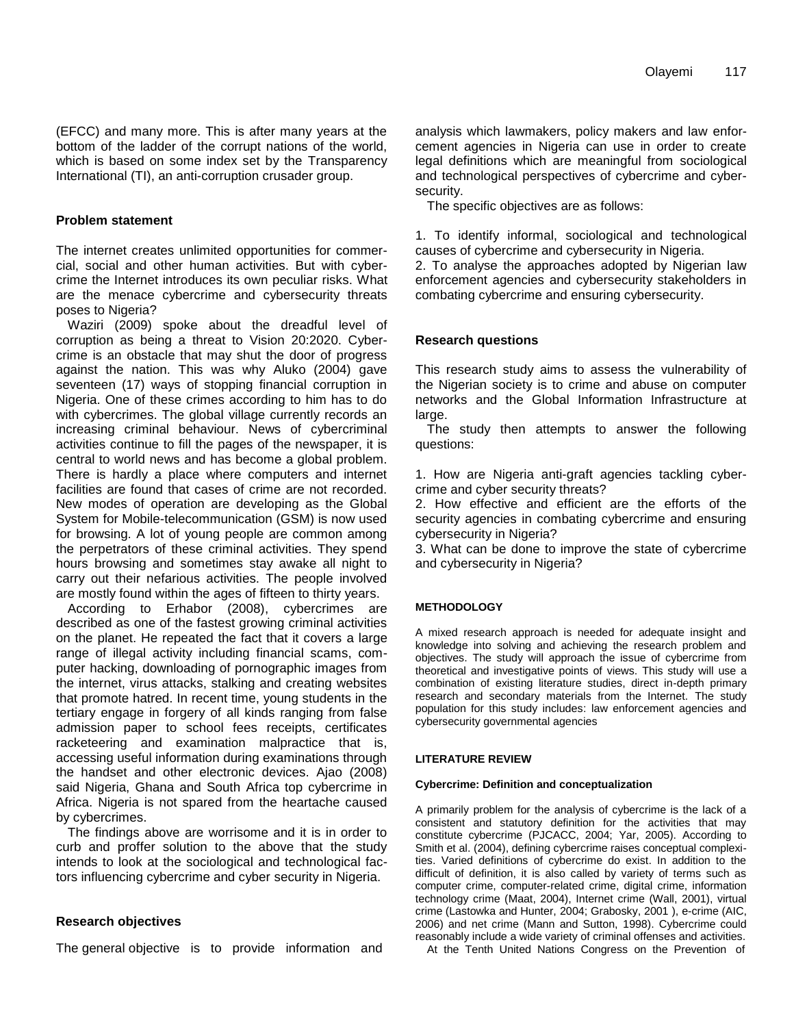(EFCC) and many more. This is after many years at the bottom of the ladder of the corrupt nations of the world, which is based on some index set by the Transparency International (TI), an anti-corruption crusader group.

## Problem statement

The internet creates unlimited opportunities for commercial, social and other human activities. But with cybercrime the Internet introduces its own peculiar risks. What are the menace cybercrime and cybersecurity threats poses to Nigeria?

Waziri (2009) spoke about the dreadful level of corruption as being a threat to Vision 20:2020. Cybercrime is an obstacle that may shut the door of progress against the nation. This was why Aluko (2004) gave seventeen (17) ways of stopping financial corruption in Nigeria. One of these crimes according to him has to do with cybercrimes. The global village currently records an increasing criminal behaviour. News of cybercriminal activities continue to fill the pages of the newspaper, it is central to world news and has become a global problem. There is hardly a place where computers and internet facilities are found that cases of crime are not recorded. New modes of operation are developing as the Global System for Mobile-telecommunication (GSM) is now used for browsing. A lot of young people are common among the perpetrators of these criminal activities. They spend hours browsing and sometimes stay awake all night to carry out their nefarious activities. The people involved are mostly found within the ages of fifteen to thirty years.

According to Erhabor (2008), cybercrimes are described as one of the fastest growing criminal activities on the planet. He repeated the fact that it covers a large range of illegal activity including financial scams, computer hacking, downloading of pornographic images from the internet, virus attacks, stalking and creating websites that promote hatred. In recent time, young students in the tertiary engage in forgery of all kinds ranging from false admission paper to school fees receipts, certificates racketeering and examination malpractice that is, accessing useful information during examinations through the handset and other electronic devices. Ajao (2008) said Nigeria, Ghana and South Africa top cybercrime in Africa. Nigeria is not spared from the heartache caused by cybercrimes.

The findings above are worrisome and it is in order to curb and proffer solution to the above that the study intends to look at the sociological and technological factors influencing cybercrime and cyber security in Nigeria.

## Research objectives

The general objective is to provide information and analysis which lawmakers, policy makers and law enforcement agencies in Nigeria can use in order to create legal definitions which are meaningful from sociological and technological perspectives of cybercrime and cybersecurity.

The specific objectives are as follows:

1. To identify informal, sociological and technological causes of cybercrime and cybersecurity in Nigeria.
2. To analyse the approaches adopted by Nigerian law enforcement agencies and cybersecurity stakeholders in combating cybercrime and ensuring cybersecurity.

## Research questions

This research study aims to assess the vulnerability of the Nigerian society is to crime and abuse on computer networks and the Global Information Infrastructure at large.

The study then attempts to answer the following questions:

1. How are Nigeria anti-graft agencies tackling cybercrime and cyber security threats?
2. How effective and efficient are the efforts of the security agencies in combating cybercrime and ensuring cybersecurity in Nigeria?
3. What can be done to improve the state of cybercrime and cybersecurity in Nigeria?

## METHODOLOGY

A mixed research approach is needed for adequate insight and knowledge into solving and achieving the research problem and objectives. The study will approach the issue of cybercrime from theoretical and investigative points of views. This study will use a combination of existing literature studies, direct in-depth primary research and secondary materials from the Internet. The study population for this study includes: law enforcement agencies and cybersecurity governmental agencies

## LITERATURE REVIEW

### Cybercrime: Definition and conceptualization

A primarily problem for the analysis of cybercrime is the lack of a consistent and statutory definition for the activities that may constitute cybercrime (PJCACC, 2004; Yar, 2005). According to Smith et al. (2004), defining cybercrime raises conceptual complexities. Varied definitions of cybercrime do exist. In addition to the difficult of definition, it is also called by variety of terms such as computer crime, computer-related crime, digital crime, information technology crime (Maat, 2004), Internet crime (Wall, 2001), virtual crime (Lastowka and Hunter, 2004; Grabosky, 2001 ), e-crime (AIC, 2006) and net crime (Mann and Sutton, 1998). Cybercrime could reasonably include a wide variety of criminal offenses and activities.

At the Tenth United Nations Congress on the Prevention of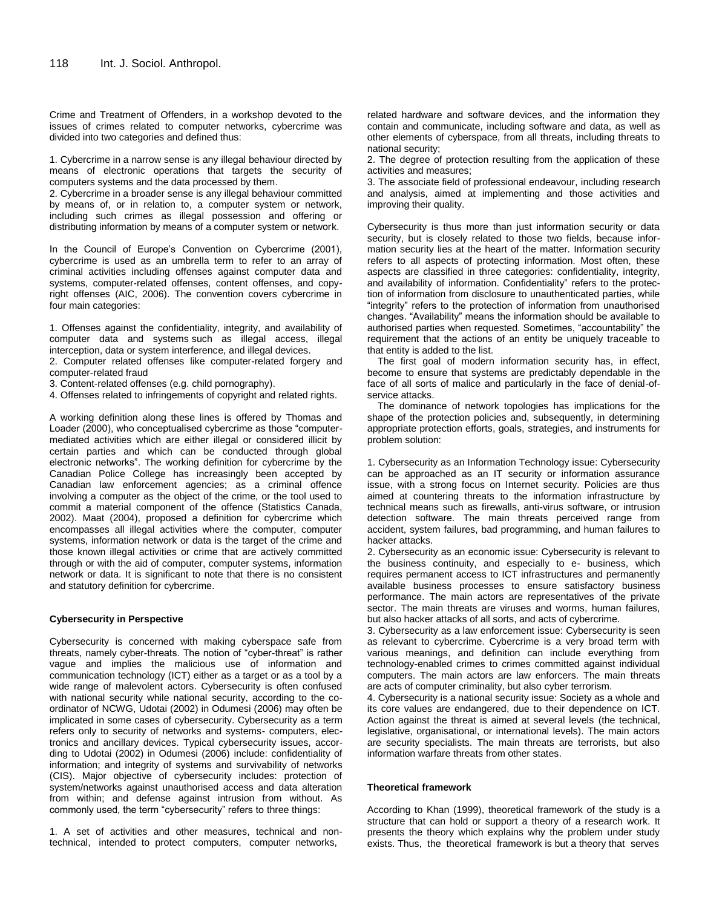Crime and Treatment of Offenders, in a workshop devoted to the issues of crimes related to computer networks, cybercrime was divided into two categories and defined thus:

1. Cybercrime in a narrow sense is any illegal behaviour directed by means of electronic operations that targets the security of computers systems and the data processed by them.
2. Cybercrime in a broader sense is any illegal behaviour committed by means of, or in relation to, a computer system or network, including such crimes as illegal possession and offering or distributing information by means of a computer system or network.

In the Council of Europe's Convention on Cybercrime (2001), cybercrime is used as an umbrella term to refer to an array of criminal activities including offenses against computer data and systems, computer-related offenses, content offenses, and copyright offenses (AIC, 2006). The convention covers cybercrime in four main categories:

1. Offenses against the confidentiality, integrity, and availability of computer data and systems such as illegal access, illegal interception, data or system interference, and illegal devices.
2. Computer related offenses like computer-related forgery and computer-related fraud
3. Content-related offenses (e.g. child pornography).
4. Offenses related to infringements of copyright and related rights.

A working definition along these lines is offered by Thomas and Loader (2000), who conceptualised cybercrime as those "computer-mediated activities which are either illegal or considered illicit by certain parties and which can be conducted through global electronic networks". The working definition for cybercrime by the Canadian Police College has increasingly been accepted by Canadian law enforcement agencies; as a criminal offence involving a computer as the object of the crime, or the tool used to commit a material component of the offence (Statistics Canada, 2002). Maat (2004), proposed a definition for cybercrime which encompasses all illegal activities where the computer, computer systems, information network or data is the target of the crime and those known illegal activities or crime that are actively committed through or with the aid of computer, computer systems, information network or data. It is significant to note that there is no consistent and statutory definition for cybercrime.

### Cybersecurity in Perspective

Cybersecurity is concerned with making cyberspace safe from threats, namely cyber-threats. The notion of "cyber-threat" is rather vague and implies the malicious use of information and communication technology (ICT) either as a target or as a tool by a wide range of malevolent actors. Cybersecurity is often confused with national security while national security, according to the co-ordinator of NCWG, Udotai (2002) in Odumesi (2006) may often be implicated in some cases of cybersecurity. Cybersecurity as a term refers only to security of networks and systems- computers, electronics and ancillary devices. Typical cybersecurity issues, according to Udotai (2002) in Odumesi (2006) include: confidentiality of information; and integrity of systems and survivability of networks (CIS). Major objective of cybersecurity includes: protection of system/networks against unauthorised access and data alteration from within; and defense against intrusion from without. As commonly used, the term "cybersecurity" refers to three things:

1. A set of activities and other measures, technical and non-technical, intended to protect computers, computer networks, related hardware and software devices, and the information they contain and communicate, including software and data, as well as other elements of cyberspace, from all threats, including threats to national security;
2. The degree of protection resulting from the application of these activities and measures;
3. The associate field of professional endeavour, including research and analysis, aimed at implementing and those activities and improving their quality.

Cybersecurity is thus more than just information security or data security, but is closely related to those two fields, because information security lies at the heart of the matter. Information security refers to all aspects of protecting information. Most often, these aspects are classified in three categories: confidentiality, integrity, and availability of information. Confidentiality" refers to the protection of information from disclosure to unauthenticated parties, while "integrity" refers to the protection of information from unauthorised changes. "Availability" means the information should be available to authorised parties when requested. Sometimes, "accountability" the requirement that the actions of an entity be uniquely traceable to that entity is added to the list.

The first goal of modern information security has, in effect, become to ensure that systems are predictably dependable in the face of all sorts of malice and particularly in the face of denial-of-service attacks.

The dominance of network topologies has implications for the shape of the protection policies and, subsequently, in determining appropriate protection efforts, goals, strategies, and instruments for problem solution:

1. Cybersecurity as an Information Technology issue: Cybersecurity can be approached as an IT security or information assurance issue, with a strong focus on Internet security. Policies are thus aimed at countering threats to the information infrastructure by technical means such as firewalls, anti-virus software, or intrusion detection software. The main threats perceived range from accident, system failures, bad programming, and human failures to hacker attacks.
2. Cybersecurity as an economic issue: Cybersecurity is relevant to the business continuity, and especially to e- business, which requires permanent access to ICT infrastructures and permanently available business processes to ensure satisfactory business performance. The main actors are representatives of the private sector. The main threats are viruses and worms, human failures, but also hacker attacks of all sorts, and acts of cybercrime.
3. Cybersecurity as a law enforcement issue: Cybersecurity is seen as relevant to cybercrime. Cybercrime is a very broad term with various meanings, and definition can include everything from technology-enabled crimes to crimes committed against individual computers. The main actors are law enforcers. The main threats are acts of computer criminality, but also cyber terrorism.
4. Cybersecurity is a national security issue: Society as a whole and its core values are endangered, due to their dependence on ICT. Action against the threat is aimed at several levels (the technical, legislative, organisational, or international levels). The main actors are security specialists. The main threats are terrorists, but also information warfare threats from other states.

### Theoretical framework

According to Khan (1999), theoretical framework of the study is a structure that can hold or support a theory of a research work. It presents the theory which explains why the problem under study exists. Thus, the theoretical framework is but a theory that serves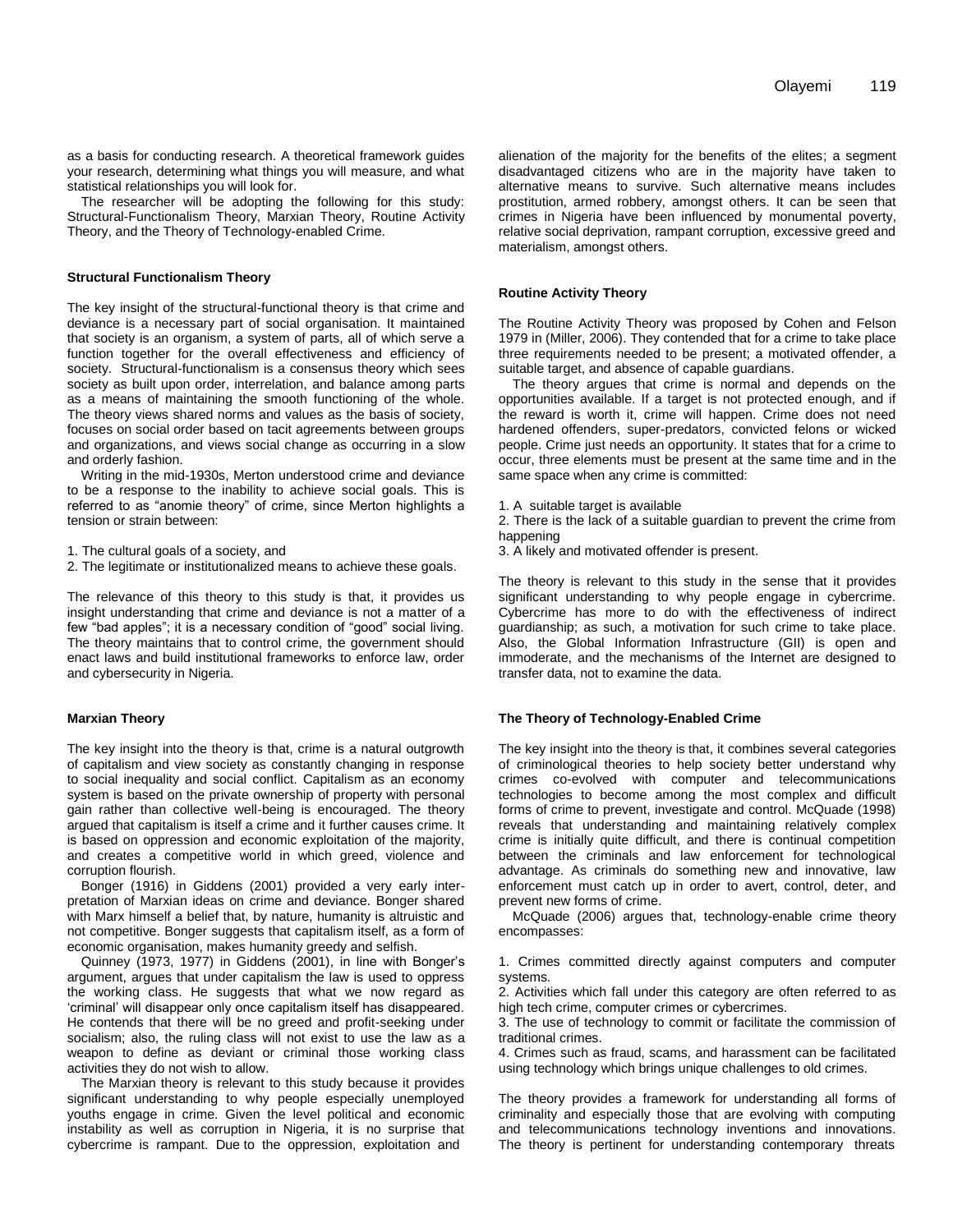as a basis for conducting research. A theoretical framework guides your research, determining what things you will measure, and what statistical relationships you will look for.

The researcher will be adopting the following for this study: Structural-Functionalism Theory, Marxian Theory, Routine Activity Theory, and the Theory of Technology-enabled Crime.

### Structural Functionalism Theory

The key insight of the structural-functional theory is that crime and deviance is a necessary part of social organisation. It maintained that society is an organism, a system of parts, all of which serve a function together for the overall effectiveness and efficiency of society. Structural-functionalism is a consensus theory which sees society as built upon order, interrelation, and balance among parts as a means of maintaining the smooth functioning of the whole. The theory views shared norms and values as the basis of society, focuses on social order based on tacit agreements between groups and organizations, and views social change as occurring in a slow and orderly fashion.

Writing in the mid-1930s, Merton understood crime and deviance to be a response to the inability to achieve social goals. This is referred to as "anomie theory" of crime, since Merton highlights a tension or strain between:

1. The cultural goals of a society, and
2. The legitimate or institutionalized means to achieve these goals.

The relevance of this theory to this study is that, it provides us insight understanding that crime and deviance is not a matter of a few "bad apples"; it is a necessary condition of "good" social living. The theory maintains that to control crime, the government should enact laws and build institutional frameworks to enforce law, order and cybersecurity in Nigeria.

### Marxian Theory

The key insight into the theory is that, crime is a natural outgrowth of capitalism and view society as constantly changing in response to social inequality and social conflict. Capitalism as an economy system is based on the private ownership of property with personal gain rather than collective well-being is encouraged. The theory argued that capitalism is itself a crime and it further causes crime. It is based on oppression and economic exploitation of the majority, and creates a competitive world in which greed, violence and corruption flourish.

Bonger (1916) in Giddens (2001) provided a very early interpretation of Marxian ideas on crime and deviance. Bonger shared with Marx himself a belief that, by nature, humanity is altruistic and not competitive. Bonger suggests that capitalism itself, as a form of economic organisation, makes humanity greedy and selfish.

Quinney (1973, 1977) in Giddens (2001), in line with Bonger's argument, argues that under capitalism the law is used to oppress the working class. He suggests that what we now regard as 'criminal' will disappear only once capitalism itself has disappeared. He contends that there will be no greed and profit-seeking under socialism; also, the ruling class will not exist to use the law as a weapon to define as deviant or criminal those working class activities they do not wish to allow.

The Marxian theory is relevant to this study because it provides significant understanding to why people especially unemployed youths engage in crime. Given the level political and economic instability as well as corruption in Nigeria, it is no surprise that cybercrime is rampant. Due to the oppression, exploitation and alienation of the majority for the benefits of the elites; a segment disadvantaged citizens who are in the majority have taken to alternative means to survive. Such alternative means includes prostitution, armed robbery, amongst others. It can be seen that crimes in Nigeria have been influenced by monumental poverty, relative social deprivation, rampant corruption, excessive greed and materialism, amongst others.

### Routine Activity Theory

The Routine Activity Theory was proposed by Cohen and Felson 1979 in (Miller, 2006). They contended that for a crime to take place three requirements needed to be present; a motivated offender, a suitable target, and absence of capable guardians.

The theory argues that crime is normal and depends on the opportunities available. If a target is not protected enough, and if the reward is worth it, crime will happen. Crime does not need hardened offenders, super-predators, convicted felons or wicked people. Crime just needs an opportunity. It states that for a crime to occur, three elements must be present at the same time and in the same space when any crime is committed:

1. A suitable target is available
2. There is the lack of a suitable guardian to prevent the crime from happening
3. A likely and motivated offender is present.

The theory is relevant to this study in the sense that it provides significant understanding to why people engage in cybercrime. Cybercrime has more to do with the effectiveness of indirect guardianship; as such, a motivation for such crime to take place. Also, the Global Information Infrastructure (GII) is open and immoderate, and the mechanisms of the Internet are designed to transfer data, not to examine the data.

### The Theory of Technology-Enabled Crime

The key insight into the theory is that, it combines several categories of criminological theories to help society better understand why crimes co-evolved with computer and telecommunications technologies to become among the most complex and difficult forms of crime to prevent, investigate and control. McQuade (1998) reveals that understanding and maintaining relatively complex crime is initially quite difficult, and there is continual competition between the criminals and law enforcement for technological advantage. As criminals do something new and innovative, law enforcement must catch up in order to avert, control, deter, and prevent new forms of crime.

McQuade (2006) argues that, technology-enable crime theory encompasses:

1. Crimes committed directly against computers and computer systems.
2. Activities which fall under this category are often referred to as high tech crime, computer crimes or cybercrimes.
3. The use of technology to commit or facilitate the commission of traditional crimes.
4. Crimes such as fraud, scams, and harassment can be facilitated using technology which brings unique challenges to old crimes.

The theory provides a framework for understanding all forms of criminality and especially those that are evolving with computing and telecommunications technology inventions and innovations. The theory is pertinent for understanding contemporary threats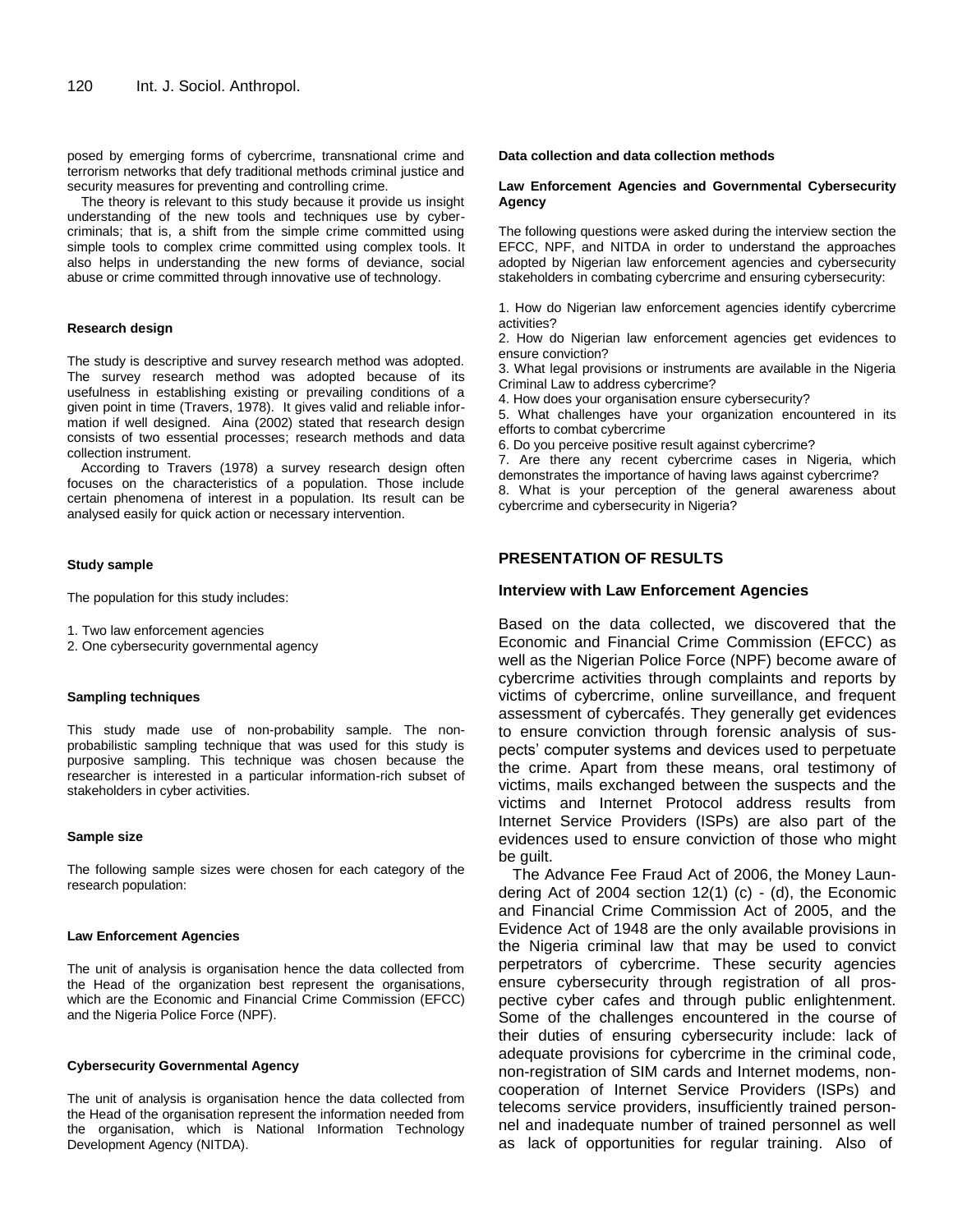posed by emerging forms of cybercrime, transnational crime and terrorism networks that defy traditional methods criminal justice and security measures for preventing and controlling crime.

The theory is relevant to this study because it provide us insight understanding of the new tools and techniques use by cyber-criminals; that is, a shift from the simple crime committed using simple tools to complex crime committed using complex tools. It also helps in understanding the new forms of deviance, social abuse or crime committed through innovative use of technology.

#### Research design

The study is descriptive and survey research method was adopted. The survey research method was adopted because of its usefulness in establishing existing or prevailing conditions of a given point in time (Travers, 1978). It gives valid and reliable information if well designed. Aina (2002) stated that research design consists of two essential processes; research methods and data collection instrument.

According to Travers (1978) a survey research design often focuses on the characteristics of a population. Those include certain phenomena of interest in a population. Its result can be analysed easily for quick action or necessary intervention.

#### Study sample

The population for this study includes:

1. Two law enforcement agencies
2. One cybersecurity governmental agency

#### Sampling techniques

This study made use of non-probability sample. The non-probabilistic sampling technique that was used for this study is purposive sampling. This technique was chosen because the researcher is interested in a particular information-rich subset of stakeholders in cyber activities.

#### Sample size

The following sample sizes were chosen for each category of the research population:

#### Law Enforcement Agencies

The unit of analysis is organisation hence the data collected from the Head of the organization best represent the organisations, which are the Economic and Financial Crime Commission (EFCC) and the Nigeria Police Force (NPF).

#### Cybersecurity Governmental Agency

The unit of analysis is organisation hence the data collected from the Head of the organisation represent the information needed from the organisation, which is National Information Technology Development Agency (NITDA).

#### Data collection and data collection methods

#### Law Enforcement Agencies and Governmental Cybersecurity Agency

The following questions were asked during the interview section the EFCC, NPF, and NITDA in order to understand the approaches adopted by Nigerian law enforcement agencies and cybersecurity stakeholders in combating cybercrime and ensuring cybersecurity:

1. How do Nigerian law enforcement agencies identify cybercrime activities?
2. How do Nigerian law enforcement agencies get evidences to ensure conviction?
3. What legal provisions or instruments are available in the Nigeria Criminal Law to address cybercrime?
4. How does your organisation ensure cybersecurity?
5. What challenges have your organization encountered in its efforts to combat cybercrime
6. Do you perceive positive result against cybercrime?
7. Are there any recent cybercrime cases in Nigeria, which demonstrates the importance of having laws against cybercrime?
8. What is your perception of the general awareness about cybercrime and cybersecurity in Nigeria?

## PRESENTATION OF RESULTS

### Interview with Law Enforcement Agencies

Based on the data collected, we discovered that the Economic and Financial Crime Commission (EFCC) as well as the Nigerian Police Force (NPF) become aware of cybercrime activities through complaints and reports by victims of cybercrime, online surveillance, and frequent assessment of cybercafés. They generally get evidences to ensure conviction through forensic analysis of suspects' computer systems and devices used to perpetuate the crime. Apart from these means, oral testimony of victims, mails exchanged between the suspects and the victims and Internet Protocol address results from Internet Service Providers (ISPs) are also part of the evidences used to ensure conviction of those who might be guilt.

The Advance Fee Fraud Act of 2006, the Money Laundering Act of 2004 section 12(1) (c) - (d), the Economic and Financial Crime Commission Act of 2005, and the Evidence Act of 1948 are the only available provisions in the Nigeria criminal law that may be used to convict perpetrators of cybercrime. These security agencies ensure cybersecurity through registration of all prospective cyber cafes and through public enlightenment. Some of the challenges encountered in the course of their duties of ensuring cybersecurity include: lack of adequate provisions for cybercrime in the criminal code, non-registration of SIM cards and Internet modems, non-cooperation of Internet Service Providers (ISPs) and telecoms service providers, insufficiently trained personnel and inadequate number of trained personnel as well as lack of opportunities for regular training. Also of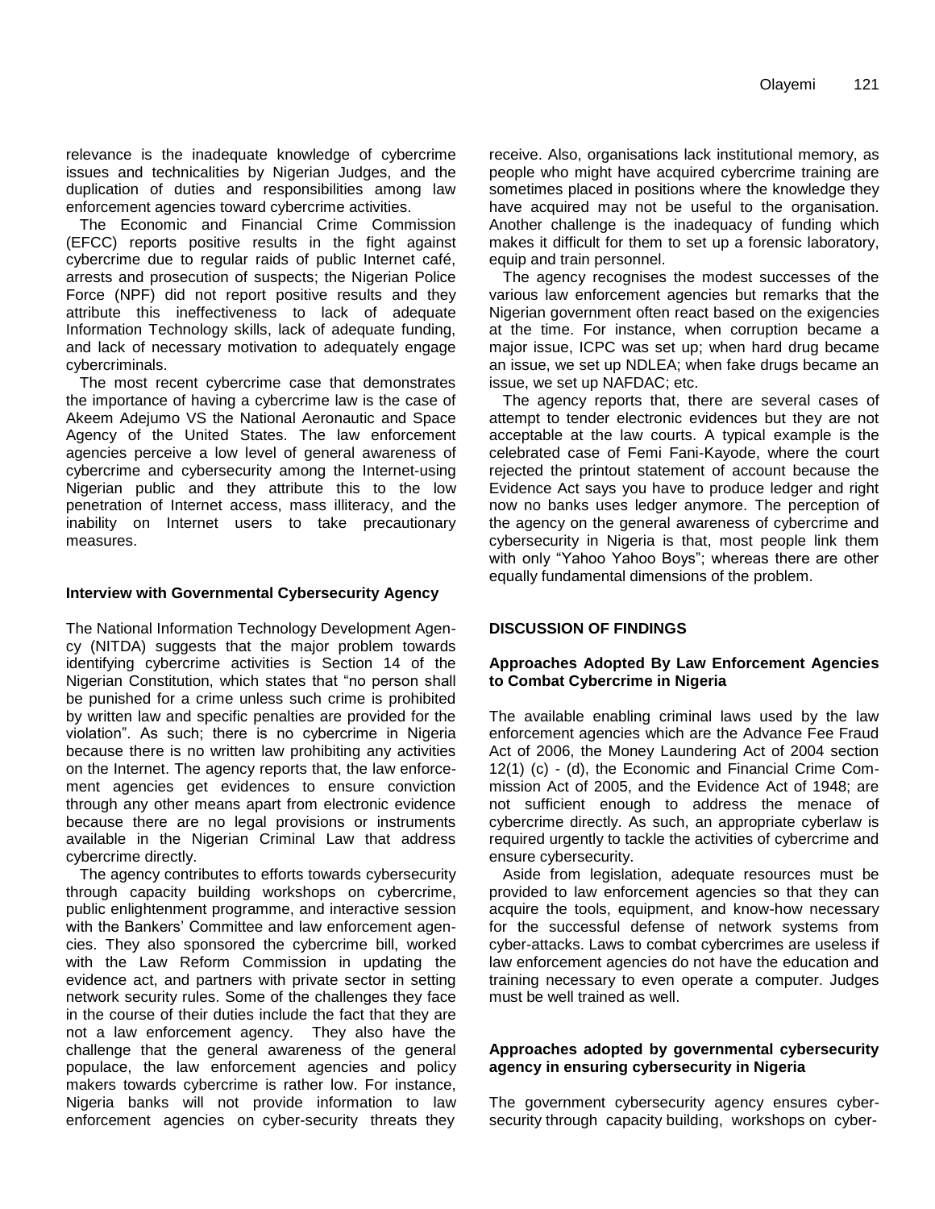relevance is the inadequate knowledge of cybercrime issues and technicalities by Nigerian Judges, and the duplication of duties and responsibilities among law enforcement agencies toward cybercrime activities.

The Economic and Financial Crime Commission (EFCC) reports positive results in the fight against cybercrime due to regular raids of public Internet café, arrests and prosecution of suspects; the Nigerian Police Force (NPF) did not report positive results and they attribute this ineffectiveness to lack of adequate Information Technology skills, lack of adequate funding, and lack of necessary motivation to adequately engage cybercriminals.

The most recent cybercrime case that demonstrates the importance of having a cybercrime law is the case of Akeem Adejumo VS the National Aeronautic and Space Agency of the United States. The law enforcement agencies perceive a low level of general awareness of cybercrime and cybersecurity among the Internet-using Nigerian public and they attribute this to the low penetration of Internet access, mass illiteracy, and the inability on Internet users to take precautionary measures.

#### Interview with Governmental Cybersecurity Agency

The National Information Technology Development Agency (NITDA) suggests that the major problem towards identifying cybercrime activities is Section 14 of the Nigerian Constitution, which states that "no person shall be punished for a crime unless such crime is prohibited by written law and specific penalties are provided for the violation". As such; there is no cybercrime in Nigeria because there is no written law prohibiting any activities on the Internet. The agency reports that, the law enforcement agencies get evidences to ensure conviction through any other means apart from electronic evidence because there are no legal provisions or instruments available in the Nigerian Criminal Law that address cybercrime directly.

The agency contributes to efforts towards cybersecurity through capacity building workshops on cybercrime, public enlightenment programme, and interactive session with the Bankers' Committee and law enforcement agencies. They also sponsored the cybercrime bill, worked with the Law Reform Commission in updating the evidence act, and partners with private sector in setting network security rules. Some of the challenges they face in the course of their duties include the fact that they are not a law enforcement agency. They also have the challenge that the general awareness of the general populace, the law enforcement agencies and policy makers towards cybercrime is rather low. For instance, Nigeria banks will not provide information to law enforcement agencies on cyber-security threats they receive. Also, organisations lack institutional memory, as people who might have acquired cybercrime training are sometimes placed in positions where the knowledge they have acquired may not be useful to the organisation. Another challenge is the inadequacy of funding which makes it difficult for them to set up a forensic laboratory, equip and train personnel.

The agency recognises the modest successes of the various law enforcement agencies but remarks that the Nigerian government often react based on the exigencies at the time. For instance, when corruption became a major issue, ICPC was set up; when hard drug became an issue, we set up NDLEA; when fake drugs became an issue, we set up NAFDAC; etc.

The agency reports that, there are several cases of attempt to tender electronic evidences but they are not acceptable at the law courts. A typical example is the celebrated case of Femi Fani-Kayode, where the court rejected the printout statement of account because the Evidence Act says you have to produce ledger and right now no banks uses ledger anymore. The perception of the agency on the general awareness of cybercrime and cybersecurity in Nigeria is that, most people link them with only "Yahoo Yahoo Boys"; whereas there are other equally fundamental dimensions of the problem.

## DISCUSSION OF FINDINGS

### Approaches Adopted By Law Enforcement Agencies to Combat Cybercrime in Nigeria

The available enabling criminal laws used by the law enforcement agencies which are the Advance Fee Fraud Act of 2006, the Money Laundering Act of 2004 section 12(1) (c) - (d), the Economic and Financial Crime Commission Act of 2005, and the Evidence Act of 1948; are not sufficient enough to address the menace of cybercrime directly. As such, an appropriate cyberlaw is required urgently to tackle the activities of cybercrime and ensure cybersecurity.

Aside from legislation, adequate resources must be provided to law enforcement agencies so that they can acquire the tools, equipment, and know-how necessary for the successful defense of network systems from cyber-attacks. Laws to combat cybercrimes are useless if law enforcement agencies do not have the education and training necessary to even operate a computer. Judges must be well trained as well.

### Approaches adopted by governmental cybersecurity agency in ensuring cybersecurity in Nigeria

The government cybersecurity agency ensures cybersecurity through capacity building, workshops on cyber-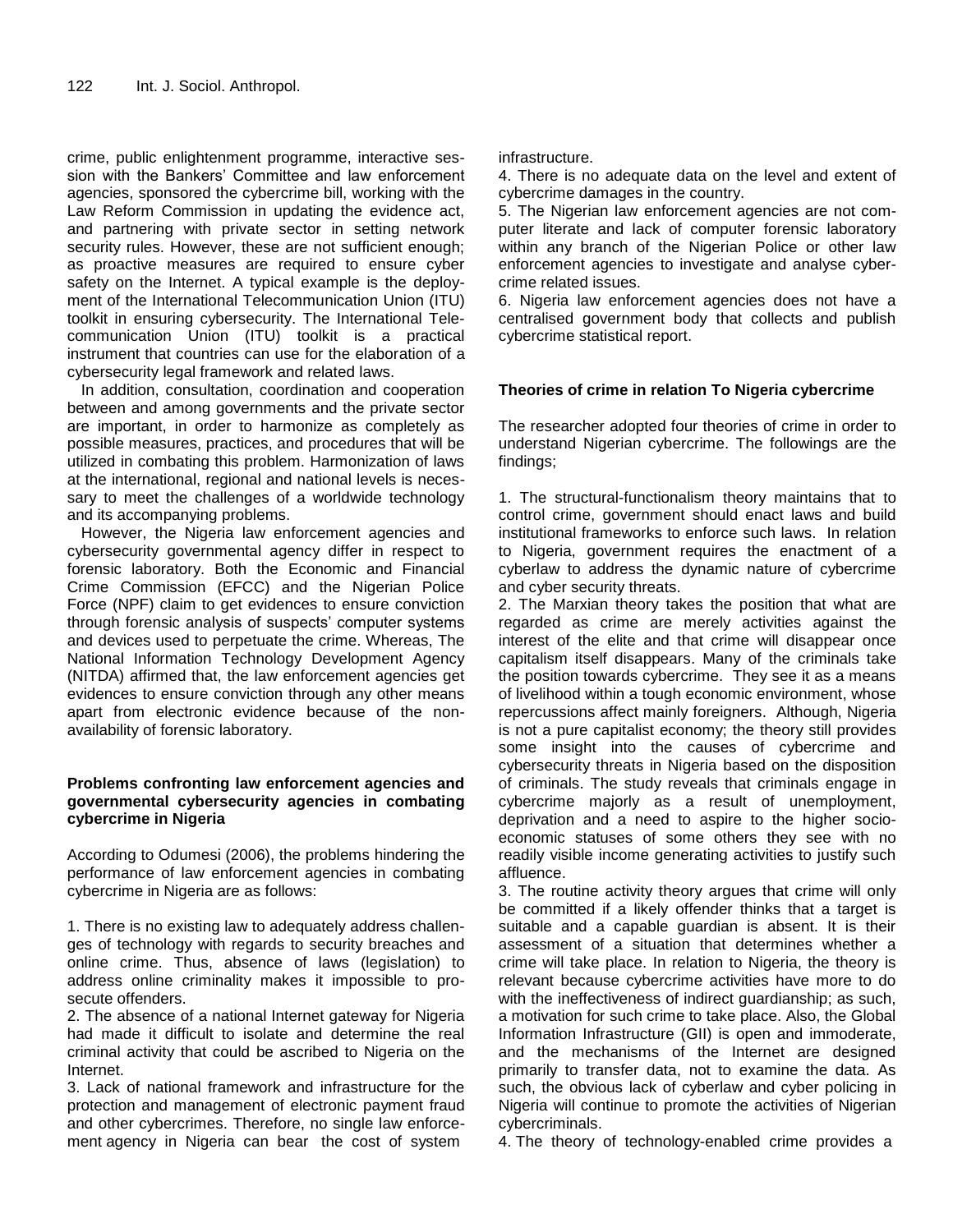crime, public enlightenment programme, interactive session with the Bankers' Committee and law enforcement agencies, sponsored the cybercrime bill, working with the Law Reform Commission in updating the evidence act, and partnering with private sector in setting network security rules. However, these are not sufficient enough; as proactive measures are required to ensure cyber safety on the Internet. A typical example is the deployment of the International Telecommunication Union (ITU) toolkit in ensuring cybersecurity. The International Telecommunication Union (ITU) toolkit is a practical instrument that countries can use for the elaboration of a cybersecurity legal framework and related laws.

In addition, consultation, coordination and cooperation between and among governments and the private sector are important, in order to harmonize as completely as possible measures, practices, and procedures that will be utilized in combating this problem. Harmonization of laws at the international, regional and national levels is necessary to meet the challenges of a worldwide technology and its accompanying problems.

However, the Nigeria law enforcement agencies and cybersecurity governmental agency differ in respect to forensic laboratory. Both the Economic and Financial Crime Commission (EFCC) and the Nigerian Police Force (NPF) claim to get evidences to ensure conviction through forensic analysis of suspects' computer systems and devices used to perpetuate the crime. Whereas, The National Information Technology Development Agency (NITDA) affirmed that, the law enforcement agencies get evidences to ensure conviction through any other means apart from electronic evidence because of the non-availability of forensic laboratory.

**Problems confronting law enforcement agencies and governmental cybersecurity agencies in combating cybercrime in Nigeria**

According to Odumesi (2006), the problems hindering the performance of law enforcement agencies in combating cybercrime in Nigeria are as follows:

1. There is no existing law to adequately address challenges of technology with regards to security breaches and online crime. Thus, absence of laws (legislation) to address online criminality makes it impossible to prosecute offenders.
2. The absence of a national Internet gateway for Nigeria had made it difficult to isolate and determine the real criminal activity that could be ascribed to Nigeria on the Internet.
3. Lack of national framework and infrastructure for the protection and management of electronic payment fraud and other cybercrimes. Therefore, no single law enforcement agency in Nigeria can bear the cost of system infrastructure.
4. There is no adequate data on the level and extent of cybercrime damages in the country.
5. The Nigerian law enforcement agencies are not computer literate and lack of computer forensic laboratory within any branch of the Nigerian Police or other law enforcement agencies to investigate and analyse cybercrime related issues.
6. Nigeria law enforcement agencies does not have a centralised government body that collects and publish cybercrime statistical report.

**Theories of crime in relation To Nigeria cybercrime**

The researcher adopted four theories of crime in order to understand Nigerian cybercrime. The followings are the findings;

1. The structural-functionalism theory maintains that to control crime, government should enact laws and build institutional frameworks to enforce such laws. In relation to Nigeria, government requires the enactment of a cyberlaw to address the dynamic nature of cybercrime and cyber security threats.
2. The Marxian theory takes the position that what are regarded as crime are merely activities against the interest of the elite and that crime will disappear once capitalism itself disappears. Many of the criminals take the position towards cybercrime. They see it as a means of livelihood within a tough economic environment, whose repercussions affect mainly foreigners. Although, Nigeria is not a pure capitalist economy; the theory still provides some insight into the causes of cybercrime and cybersecurity threats in Nigeria based on the disposition of criminals. The study reveals that criminals engage in cybercrime majorly as a result of unemployment, deprivation and a need to aspire to the higher socio-economic statuses of some others they see with no readily visible income generating activities to justify such affluence.
3. The routine activity theory argues that crime will only be committed if a likely offender thinks that a target is suitable and a capable guardian is absent. It is their assessment of a situation that determines whether a crime will take place. In relation to Nigeria, the theory is relevant because cybercrime activities have more to do with the ineffectiveness of indirect guardianship; as such, a motivation for such crime to take place. Also, the Global Information Infrastructure (GII) is open and immoderate, and the mechanisms of the Internet are designed primarily to transfer data, not to examine the data. As such, the obvious lack of cyberlaw and cyber policing in Nigeria will continue to promote the activities of Nigerian cybercriminals.
4. The theory of technology-enabled crime provides a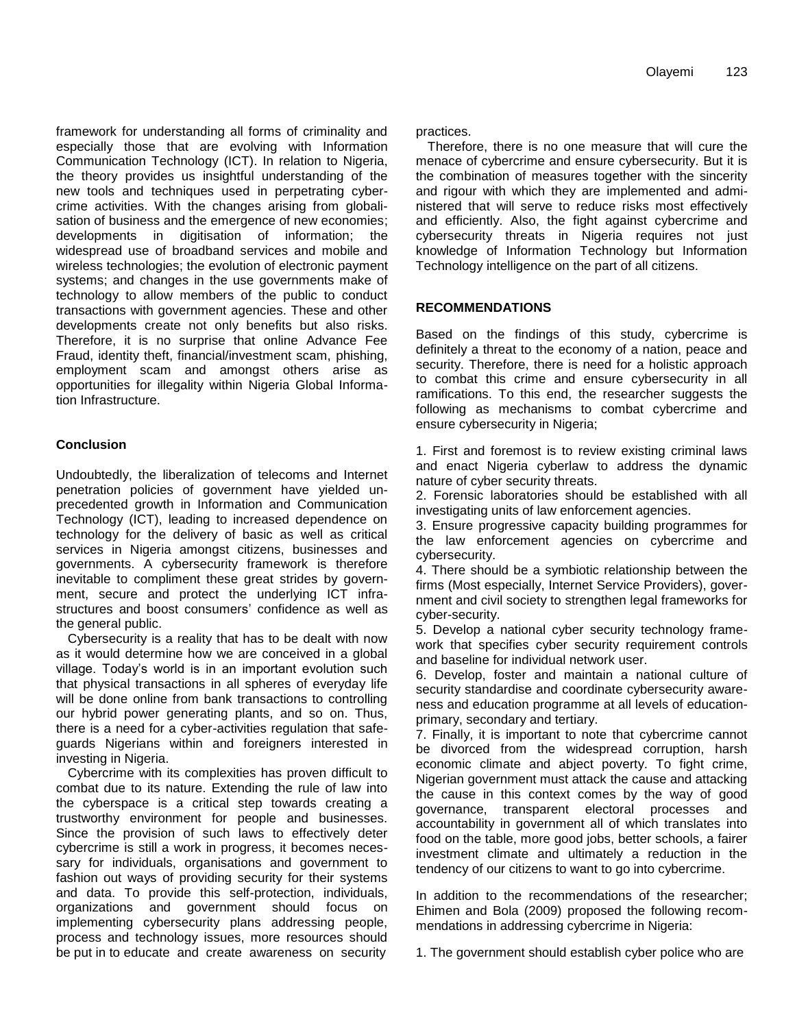framework for understanding all forms of criminality and especially those that are evolving with Information Communication Technology (ICT). In relation to Nigeria, the theory provides us insightful understanding of the new tools and techniques used in perpetrating cybercrime activities. With the changes arising from globalisation of business and the emergence of new economies; developments in digitisation of information; the widespread use of broadband services and mobile and wireless technologies; the evolution of electronic payment systems; and changes in the use governments make of technology to allow members of the public to conduct transactions with government agencies. These and other developments create not only benefits but also risks. Therefore, it is no surprise that online Advance Fee Fraud, identity theft, financial/investment scam, phishing, employment scam and amongst others arise as opportunities for illegality within Nigeria Global Information Infrastructure.

## Conclusion

Undoubtedly, the liberalization of telecoms and Internet penetration policies of government have yielded unprecedented growth in Information and Communication Technology (ICT), leading to increased dependence on technology for the delivery of basic as well as critical services in Nigeria amongst citizens, businesses and governments. A cybersecurity framework is therefore inevitable to compliment these great strides by government, secure and protect the underlying ICT infrastructures and boost consumers' confidence as well as the general public.

Cybersecurity is a reality that has to be dealt with now as it would determine how we are conceived in a global village. Today's world is in an important evolution such that physical transactions in all spheres of everyday life will be done online from bank transactions to controlling our hybrid power generating plants, and so on. Thus, there is a need for a cyber-activities regulation that safeguards Nigerians within and foreigners interested in investing in Nigeria.

Cybercrime with its complexities has proven difficult to combat due to its nature. Extending the rule of law into the cyberspace is a critical step towards creating a trustworthy environment for people and businesses. Since the provision of such laws to effectively deter cybercrime is still a work in progress, it becomes necessary for individuals, organisations and government to fashion out ways of providing security for their systems and data. To provide this self-protection, individuals, organizations and government should focus on implementing cybersecurity plans addressing people, process and technology issues, more resources should be put in to educate and create awareness on security practices.

Therefore, there is no one measure that will cure the menace of cybercrime and ensure cybersecurity. But it is the combination of measures together with the sincerity and rigour with which they are implemented and administered that will serve to reduce risks most effectively and efficiently. Also, the fight against cybercrime and cybersecurity threats in Nigeria requires not just knowledge of Information Technology but Information Technology intelligence on the part of all citizens.

## RECOMMENDATIONS

Based on the findings of this study, cybercrime is definitely a threat to the economy of a nation, peace and security. Therefore, there is need for a holistic approach to combat this crime and ensure cybersecurity in all ramifications. To this end, the researcher suggests the following as mechanisms to combat cybercrime and ensure cybersecurity in Nigeria;

1. First and foremost is to review existing criminal laws and enact Nigeria cyberlaw to address the dynamic nature of cyber security threats.
2. Forensic laboratories should be established with all investigating units of law enforcement agencies.
3. Ensure progressive capacity building programmes for the law enforcement agencies on cybercrime and cybersecurity.
4. There should be a symbiotic relationship between the firms (Most especially, Internet Service Providers), government and civil society to strengthen legal frameworks for cyber-security.
5. Develop a national cyber security technology framework that specifies cyber security requirement controls and baseline for individual network user.
6. Develop, foster and maintain a national culture of security standardise and coordinate cybersecurity awareness and education programme at all levels of education-primary, secondary and tertiary.
7. Finally, it is important to note that cybercrime cannot be divorced from the widespread corruption, harsh economic climate and abject poverty. To fight crime, Nigerian government must attack the cause and attacking the cause in this context comes by the way of good governance, transparent electoral processes and accountability in government all of which translates into food on the table, more good jobs, better schools, a fairer investment climate and ultimately a reduction in the tendency of our citizens to want to go into cybercrime.

In addition to the recommendations of the researcher; Ehimen and Bola (2009) proposed the following recommendations in addressing cybercrime in Nigeria:

1. The government should establish cyber police who are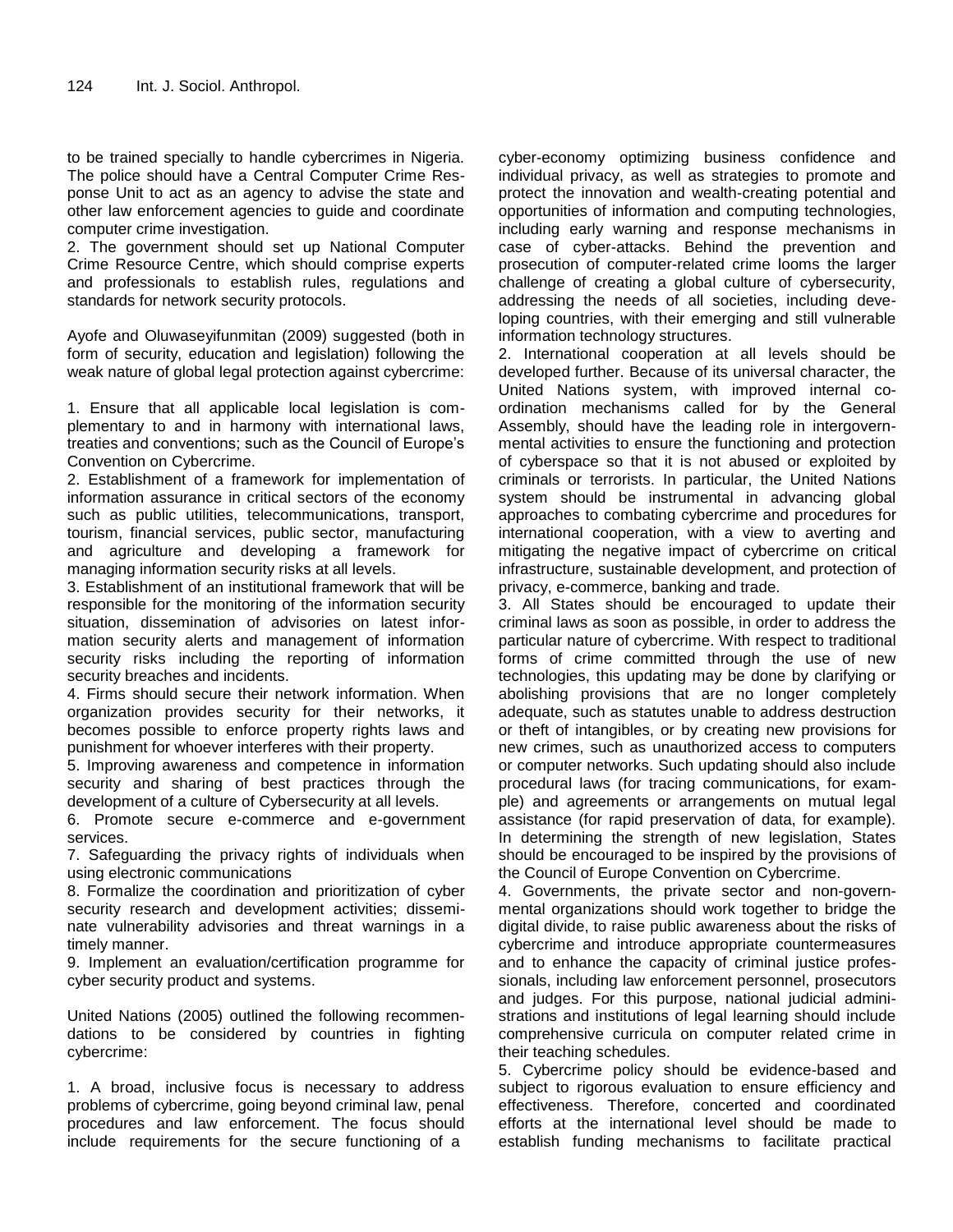to be trained specially to handle cybercrimes in Nigeria. The police should have a Central Computer Crime Response Unit to act as an agency to advise the state and other law enforcement agencies to guide and coordinate computer crime investigation.

2. The government should set up National Computer Crime Resource Centre, which should comprise experts and professionals to establish rules, regulations and standards for network security protocols.

Ayofe and Oluwaseyifunmitan (2009) suggested (both in form of security, education and legislation) following the weak nature of global legal protection against cybercrime:

1. Ensure that all applicable local legislation is complementary to and in harmony with international laws, treaties and conventions; such as the Council of Europe's Convention on Cybercrime.
2. Establishment of a framework for implementation of information assurance in critical sectors of the economy such as public utilities, telecommunications, transport, tourism, financial services, public sector, manufacturing and agriculture and developing a framework for managing information security risks at all levels.
3. Establishment of an institutional framework that will be responsible for the monitoring of the information security situation, dissemination of advisories on latest information security alerts and management of information security risks including the reporting of information security breaches and incidents.
4. Firms should secure their network information. When organization provides security for their networks, it becomes possible to enforce property rights laws and punishment for whoever interferes with their property.
5. Improving awareness and competence in information security and sharing of best practices through the development of a culture of Cybersecurity at all levels.
6. Promote secure e-commerce and e-government services.
7. Safeguarding the privacy rights of individuals when using electronic communications
8. Formalize the coordination and prioritization of cyber security research and development activities; disseminate vulnerability advisories and threat warnings in a timely manner.
9. Implement an evaluation/certification programme for cyber security product and systems.

United Nations (2005) outlined the following recommendations to be considered by countries in fighting cybercrime:

1. A broad, inclusive focus is necessary to address problems of cybercrime, going beyond criminal law, penal procedures and law enforcement. The focus should include requirements for the secure functioning of a cyber-economy optimizing business confidence and individual privacy, as well as strategies to promote and protect the innovation and wealth-creating potential and opportunities of information and computing technologies, including early warning and response mechanisms in case of cyber-attacks. Behind the prevention and prosecution of computer-related crime looms the larger challenge of creating a global culture of cybersecurity, addressing the needs of all societies, including developing countries, with their emerging and still vulnerable information technology structures.
2. International cooperation at all levels should be developed further. Because of its universal character, the United Nations system, with improved internal coordination mechanisms called for by the General Assembly, should have the leading role in intergovernmental activities to ensure the functioning and protection of cyberspace so that it is not abused or exploited by criminals or terrorists. In particular, the United Nations system should be instrumental in advancing global approaches to combating cybercrime and procedures for international cooperation, with a view to averting and mitigating the negative impact of cybercrime on critical infrastructure, sustainable development, and protection of privacy, e-commerce, banking and trade.
3. All States should be encouraged to update their criminal laws as soon as possible, in order to address the particular nature of cybercrime. With respect to traditional forms of crime committed through the use of new technologies, this updating may be done by clarifying or abolishing provisions that are no longer completely adequate, such as statutes unable to address destruction or theft of intangibles, or by creating new provisions for new crimes, such as unauthorized access to computers or computer networks. Such updating should also include procedural laws (for tracing communications, for example) and agreements or arrangements on mutual legal assistance (for rapid preservation of data, for example). In determining the strength of new legislation, States should be encouraged to be inspired by the provisions of the Council of Europe Convention on Cybercrime.
4. Governments, the private sector and non-governmental organizations should work together to bridge the digital divide, to raise public awareness about the risks of cybercrime and introduce appropriate countermeasures and to enhance the capacity of criminal justice professionals, including law enforcement personnel, prosecutors and judges. For this purpose, national judicial administrations and institutions of legal learning should include comprehensive curricula on computer related crime in their teaching schedules.
5. Cybercrime policy should be evidence-based and subject to rigorous evaluation to ensure efficiency and effectiveness. Therefore, concerted and coordinated efforts at the international level should be made to establish funding mechanisms to facilitate practical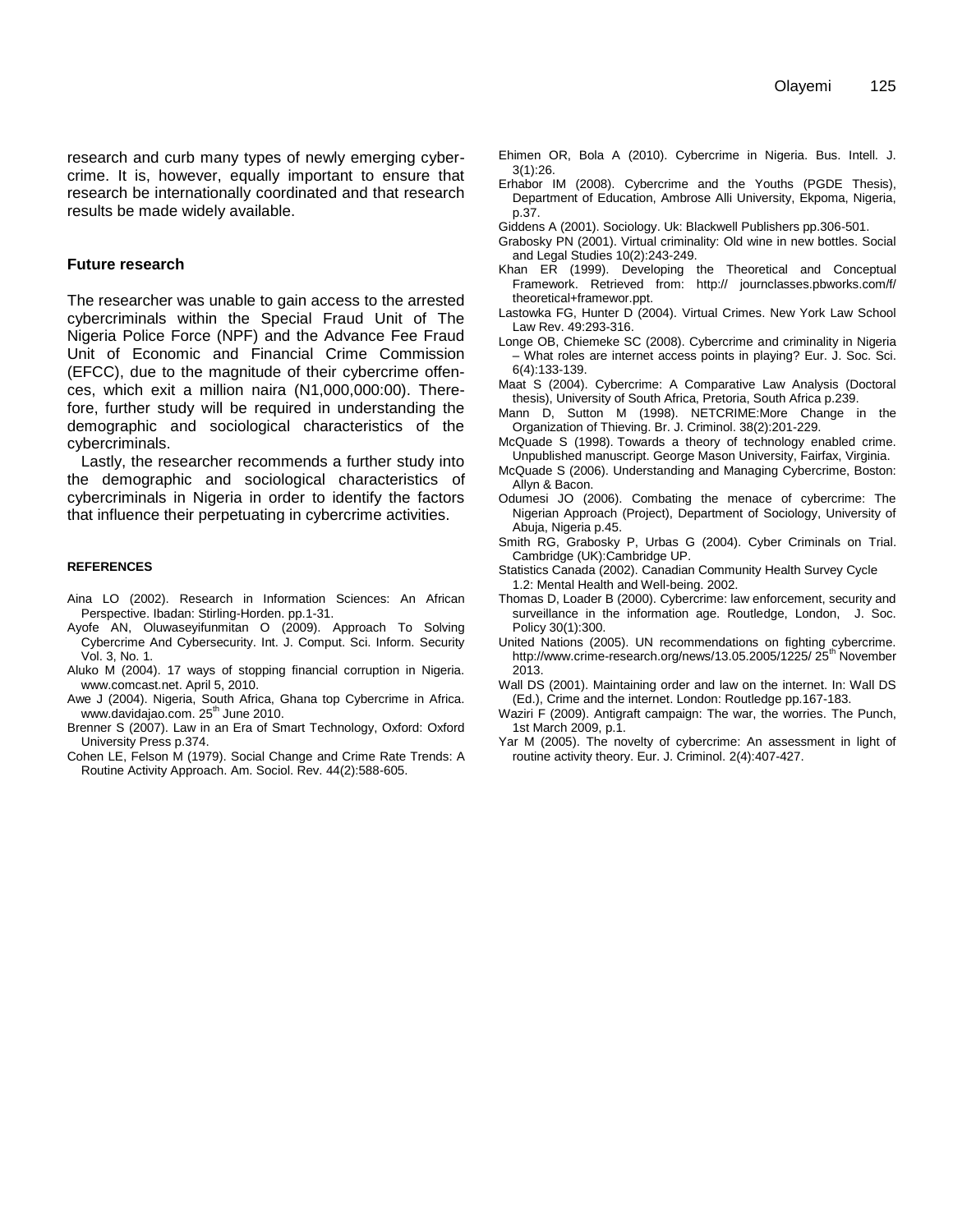research and curb many types of newly emerging cybercrime. It is, however, equally important to ensure that research be internationally coordinated and that research results be made widely available.

### Future research

The researcher was unable to gain access to the arrested cybercriminals within the Special Fraud Unit of The Nigeria Police Force (NPF) and the Advance Fee Fraud Unit of Economic and Financial Crime Commission (EFCC), due to the magnitude of their cybercrime offences, which exit a million naira (N1,000,000:00). Therefore, further study will be required in understanding the demographic and sociological characteristics of the cybercriminals.

Lastly, the researcher recommends a further study into the demographic and sociological characteristics of cybercriminals in Nigeria in order to identify the factors that influence their perpetuating in cybercrime activities.

### REFERENCES

Aina LO (2002). Research in Information Sciences: An African Perspective. Ibadan: Stirling-Horden. pp.1-31.

Ayofe AN, Oluwaseyifunmitan O (2009). Approach To Solving Cybercrime And Cybersecurity. Int. J. Comput. Sci. Inform. Security Vol. 3, No. 1.

Aluko M (2004). 17 ways of stopping financial corruption in Nigeria. www.comcast.net. April 5, 2010.

Awe J (2004). Nigeria, South Africa, Ghana top Cybercrime in Africa. www.davidajao.com. 25th June 2010.

Brenner S (2007). Law in an Era of Smart Technology, Oxford: Oxford University Press p.374.

Cohen LE, Felson M (1979). Social Change and Crime Rate Trends: A Routine Activity Approach. Am. Sociol. Rev. 44(2):588-605.

Ehimen OR, Bola A (2010). Cybercrime in Nigeria. Bus. Intell. J. 3(1):26.

Erhabor IM (2008). Cybercrime and the Youths (PGDE Thesis), Department of Education, Ambrose Alli University, Ekpoma, Nigeria, p.37.

Giddens A (2001). Sociology. Uk: Blackwell Publishers pp.306-501.

Grabosky PN (2001). Virtual criminality: Old wine in new bottles. Social and Legal Studies 10(2):243-249.

Khan ER (1999). Developing the Theoretical and Conceptual Framework. Retrieved from: http:// journclasses.pbworks.com/f/ theoretical+framewor.ppt.

Lastowka FG, Hunter D (2004). Virtual Crimes. New York Law School Law Rev. 49:293-316.

Longe OB, Chiemeke SC (2008). Cybercrime and criminality in Nigeria – What roles are internet access points in playing? Eur. J. Soc. Sci. 6(4):133-139.

Maat S (2004). Cybercrime: A Comparative Law Analysis (Doctoral thesis), University of South Africa, Pretoria, South Africa p.239.

Mann D, Sutton M (1998). NETCRIME:More Change in the Organization of Thieving. Br. J. Criminol. 38(2):201-229.

McQuade S (1998). Towards a theory of technology enabled crime. Unpublished manuscript. George Mason University, Fairfax, Virginia.

McQuade S (2006). Understanding and Managing Cybercrime, Boston: Allyn & Bacon.

Odumesi JO (2006). Combating the menace of cybercrime: The Nigerian Approach (Project), Department of Sociology, University of Abuja, Nigeria p.45.

Smith RG, Grabosky P, Urbas G (2004). Cyber Criminals on Trial. Cambridge (UK):Cambridge UP.

Statistics Canada (2002). Canadian Community Health Survey Cycle 1.2: Mental Health and Well-being. 2002.

Thomas D, Loader B (2000). Cybercrime: law enforcement, security and surveillance in the information age. Routledge, London, J. Soc. Policy 30(1):300.

United Nations (2005). UN recommendations on fighting cybercrime. http://www.crime-research.org/news/13.05.2005/1225/ 25th November 2013.

Wall DS (2001). Maintaining order and law on the internet. In: Wall DS (Ed.), Crime and the internet. London: Routledge pp.167-183.

Waziri F (2009). Antigraft campaign: The war, the worries. The Punch, 1st March 2009, p.1.

Yar M (2005). The novelty of cybercrime: An assessment in light of routine activity theory. Eur. J. Criminol. 2(4):407-427.